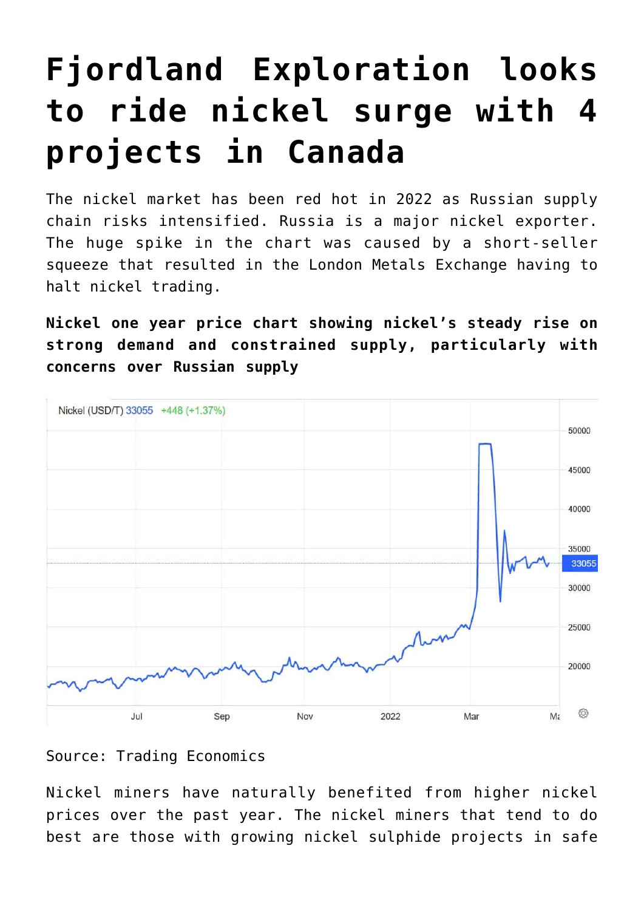# Fjordland Exploration looks to ride nickel surge with 4 projects in Canada

The nickel market has been red hot in 2022 as Russian supply chain risks intensified. Russia is a major nickel exporter. The huge spike in the chart was caused by a short-seller squeeze that resulted in the London Metals Exchange having to halt nickel trading.

**Nickel one year price chart showing nickel's steady rise on strong demand and constrained supply, particularly with concerns over Russian supply**

Source: Trading Economics

Nickel miners have naturally benefited from higher nickel prices over the past year. The nickel miners that tend to do best are those with growing nickel sulphide projects in safe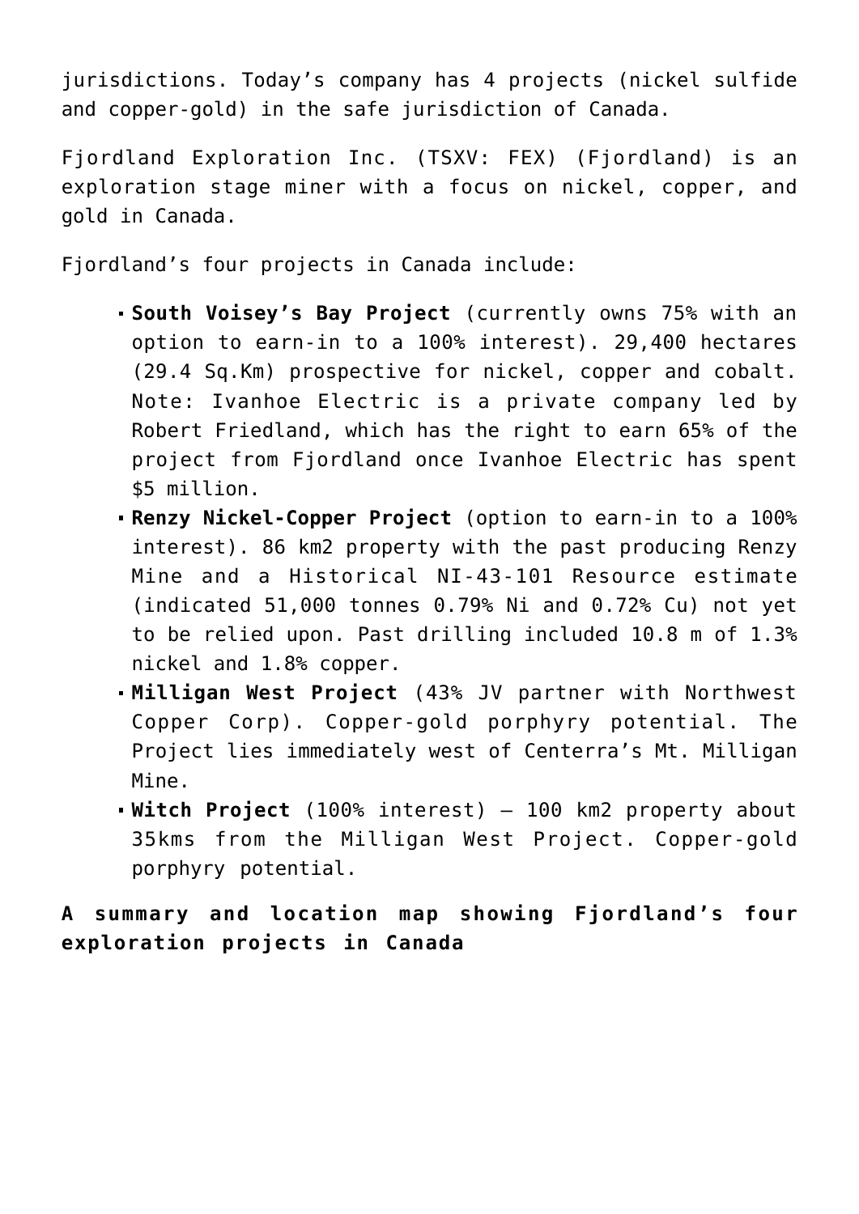jurisdictions. Today's company has 4 projects (nickel sulfide and copper-gold) in the safe jurisdiction of Canada.

Fjordland Exploration Inc. (TSXV: FEX) (Fjordland) is an exploration stage miner with a focus on nickel, copper, and gold in Canada.

Fjordland's four projects in Canada include:

- **South Voisey's Bay Project** (currently owns 75% with an option to earn-in to a 100% interest). 29,400 hectares (29.4 Sq.Km) prospective for nickel, copper and cobalt. Note: Ivanhoe Electric is a private company led by Robert Friedland, which has the right to earn 65% of the project from Fjordland once Ivanhoe Electric has spent $5 million.
- **Renzy Nickel-Copper Project** (option to earn-in to a 100% interest). 86 km2 property with the past producing Renzy Mine and a Historical NI-43-101 Resource estimate (indicated 51,000 tonnes 0.79% Ni and 0.72% Cu) not yet to be relied upon. Past drilling included 10.8 m of 1.3% nickel and 1.8% copper.
- **Milligan West Project** (43% JV partner with Northwest Copper Corp). Copper-gold porphyry potential. The Project lies immediately west of Centerra's Mt. Milligan Mine.
- **Witch Project** (100% interest) – 100 km2 property about 35kms from the Milligan West Project. Copper-gold porphyry potential.

**A summary and location map showing Fjordland's four exploration projects in Canada**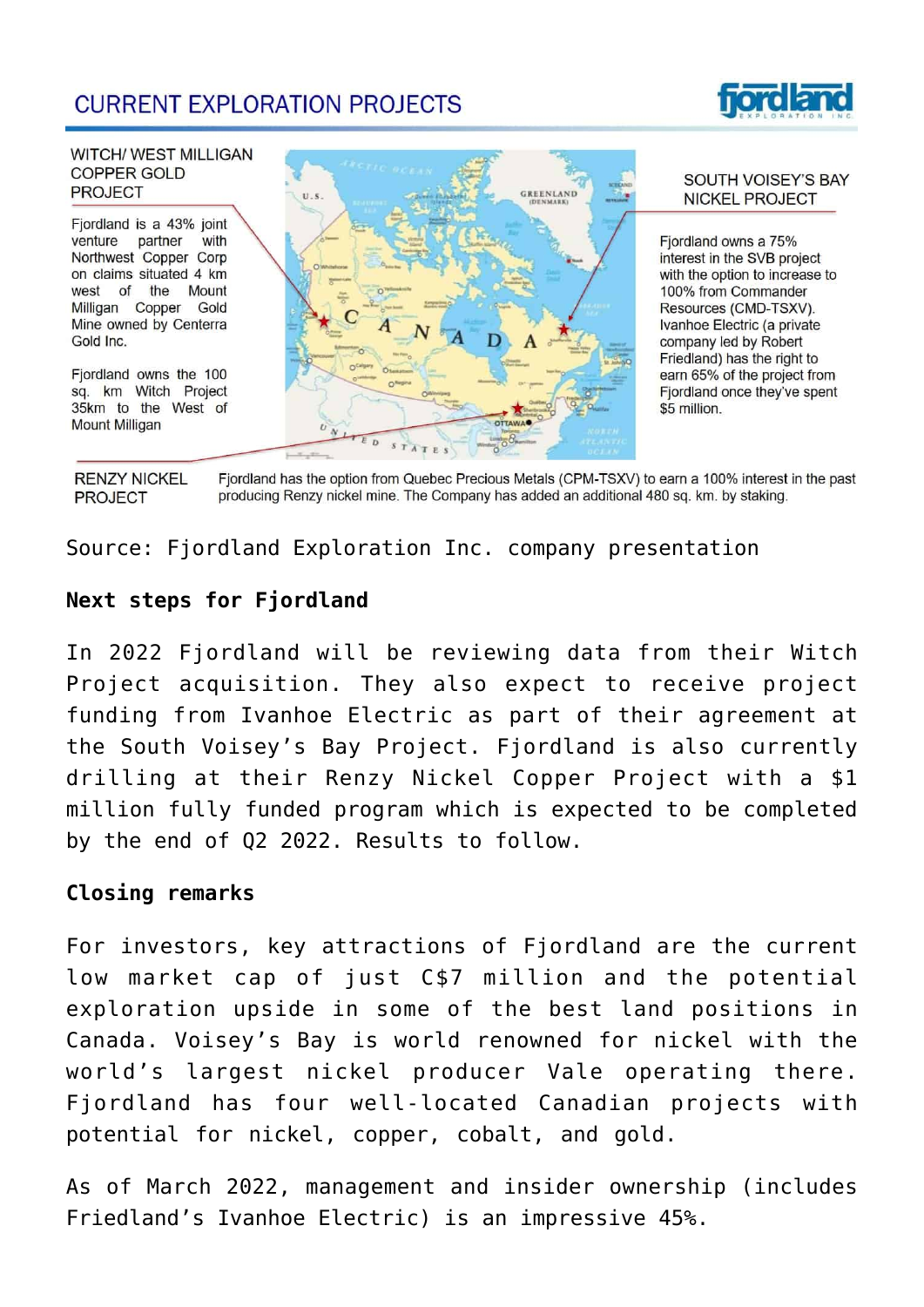## CURRENT EXPLORATION PROJECTS

**WITCH/ WEST MILLIGAN COPPER GOLD PROJECT**

Fjordland is a 43% joint venture partner with Northwest Copper Corp on claims situated 4 km west of the Mount Milligan Copper Gold Mine owned by Centerra Gold Inc.

Fjordland owns the 100 sq. km Witch Project 35km to the West of Mount Milligan

**SOUTH VOISEY'S BAY NICKEL PROJECT**

Fjordland owns a 75% interest in the SVB project with the option to increase to 100% from Commander Resources (CMD-TSXV). Ivanhoe Electric (a private company led by Robert Friedland) has the right to earn 65% of the project from Fjordland once they've spent $5 million.

**RENZY NICKEL PROJECT**

Fjordland has the option from Quebec Precious Metals (CPM-TSXV) to earn a 100% interest in the past producing Renzy nickel mine. The Company has added an additional 480 sq. km. by staking.

Source: Fjordland Exploration Inc. company presentation

### Next steps for Fjordland

In 2022 Fjordland will be reviewing data from their Witch Project acquisition. They also expect to receive project funding from Ivanhoe Electric as part of their agreement at the South Voisey's Bay Project. Fjordland is also currently drilling at their Renzy Nickel Copper Project with a $1 million fully funded program which is expected to be completed by the end of Q2 2022. Results to follow.

### Closing remarks

For investors, key attractions of Fjordland are the current low market cap of just C$7 million and the potential exploration upside in some of the best land positions in Canada. Voisey's Bay is world renowned for nickel with the world's largest nickel producer Vale operating there. Fjordland has four well-located Canadian projects with potential for nickel, copper, cobalt, and gold.

As of March 2022, management and insider ownership (includes Friedland's Ivanhoe Electric) is an impressive 45%.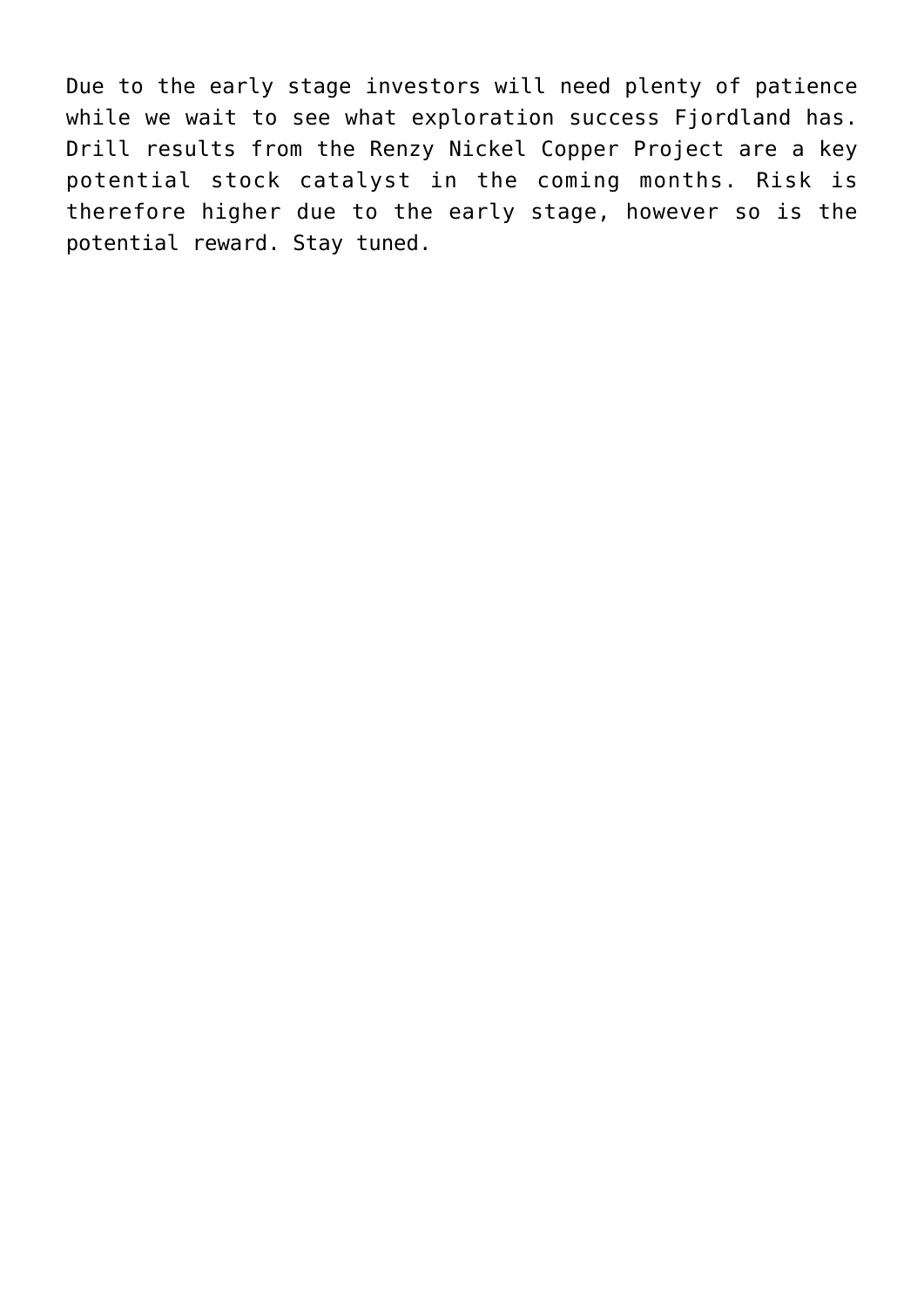Due to the early stage investors will need plenty of patience while we wait to see what exploration success Fjordland has. Drill results from the Renzy Nickel Copper Project are a key potential stock catalyst in the coming months. Risk is therefore higher due to the early stage, however so is the potential reward. Stay tuned.